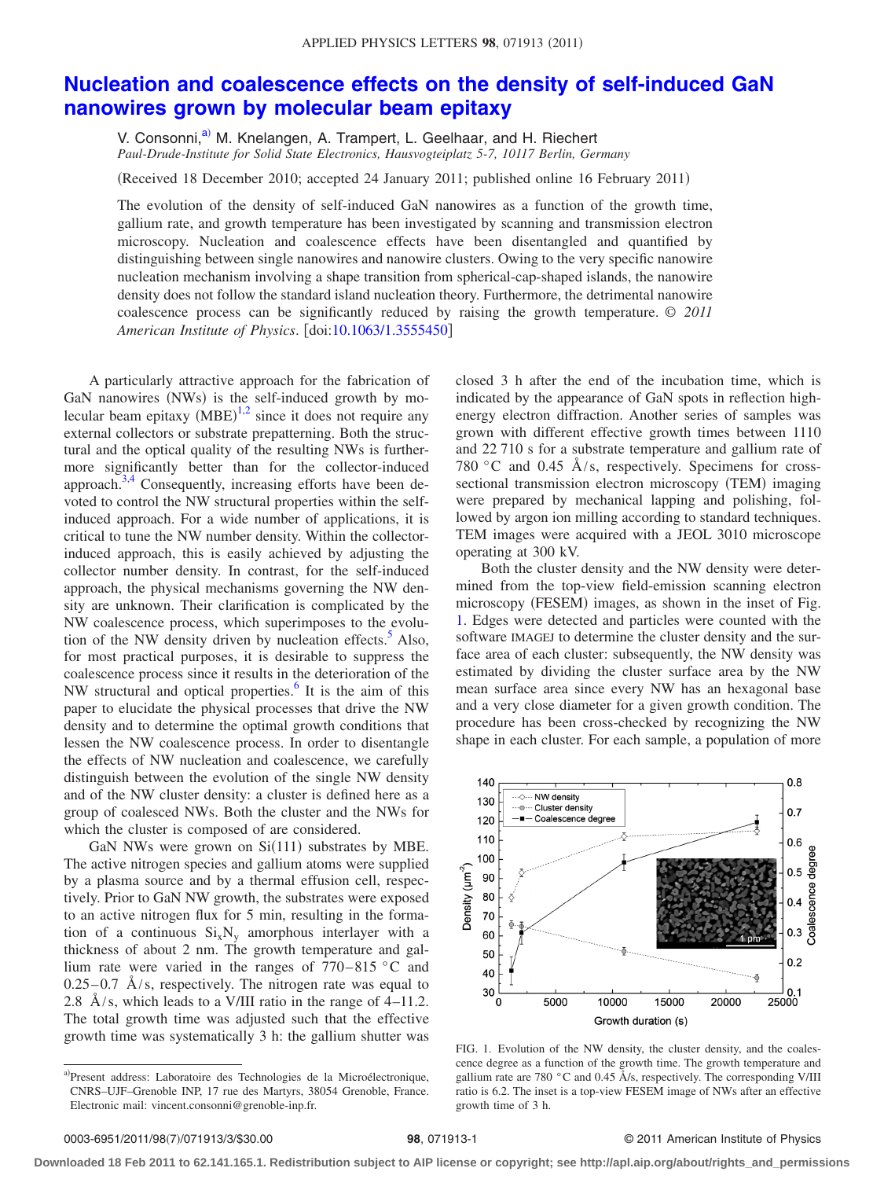# Nucleation and coalescence effects on the density of self-induced GaN nanowires grown by molecular beam epitaxy

V. Consonni,[a] M. Knelangen, A. Trampert, L. Geelhaar, and H. Riechert

*Paul-Drude-Institute for Solid State Electronics, Hausvogteiplatz 5-7, 10117 Berlin, Germany*

(Received 18 December 2010; accepted 24 January 2011; published online 16 February 2011)

The evolution of the density of self-induced GaN nanowires as a function of the growth time, gallium rate, and growth temperature has been investigated by scanning and transmission electron microscopy. Nucleation and coalescence effects have been disentangled and quantified by distinguishing between single nanowires and nanowire clusters. Owing to the very specific nanowire nucleation mechanism involving a shape transition from spherical-cap-shaped islands, the nanowire density does not follow the standard island nucleation theory. Furthermore, the detrimental nanowire coalescence process can be significantly reduced by raising the growth temperature. © *2011 American Institute of Physics*. [doi:10.1063/1.3555450]

A particularly attractive approach for the fabrication of GaN nanowires (NWs) is the self-induced growth by molecular beam epitaxy (MBE)[1,2] since it does not require any external collectors or substrate prepatterning. Both the structural and the optical quality of the resulting NWs is furthermore significantly better than for the collector-induced approach.[3,4] Consequently, increasing efforts have been devoted to control the NW structural properties within the self-induced approach. For a wide number of applications, it is critical to tune the NW number density. Within the collector-induced approach, this is easily achieved by adjusting the collector number density. In contrast, for the self-induced approach, the physical mechanisms governing the NW density are unknown. Their clarification is complicated by the NW coalescence process, which superimposes to the evolution of the NW density driven by nucleation effects.[5] Also, for most practical purposes, it is desirable to suppress the coalescence process since it results in the deterioration of the NW structural and optical properties.[6] It is the aim of this paper to elucidate the physical processes that drive the NW density and to determine the optimal growth conditions that lessen the NW coalescence process. In order to disentangle the effects of NW nucleation and coalescence, we carefully distinguish between the evolution of the single NW density and of the NW cluster density: a cluster is defined here as a group of coalesced NWs. Both the cluster and the NWs for which the cluster is composed of are considered.

GaN NWs were grown on Si(111) substrates by MBE. The active nitrogen species and gallium atoms were supplied by a plasma source and by a thermal effusion cell, respectively. Prior to GaN NW growth, the substrates were exposed to an active nitrogen flux for 5 min, resulting in the formation of a continuous $Si_xN_y$ amorphous interlayer with a thickness of about 2 nm. The growth temperature and gallium rate were varied in the ranges of 770–815 °C and 0.25–0.7 Å/s, respectively. The nitrogen rate was equal to 2.8 Å/s, which leads to a V/III ratio in the range of 4–11.2. The total growth time was adjusted such that the effective growth time was systematically 3 h: the gallium shutter was closed 3 h after the end of the incubation time, which is indicated by the appearance of GaN spots in reflection high-energy electron diffraction. Another series of samples was grown with different effective growth times between 1110 and 22 710 s for a substrate temperature and gallium rate of 780 °C and 0.45 Å/s, respectively. Specimens for cross-sectional transmission electron microscopy (TEM) imaging were prepared by mechanical lapping and polishing, followed by argon ion milling according to standard techniques. TEM images were acquired with a JEOL 3010 microscope operating at 300 kV.

Both the cluster density and the NW density were determined from the top-view field-emission scanning electron microscopy (FESEM) images, as shown in the inset of Fig. 1. Edges were detected and particles were counted with the software IMAGEJ to determine the cluster density and the surface area of each cluster: subsequently, the NW density was estimated by dividing the cluster surface area by the NW mean surface area since every NW has an hexagonal base and a very close diameter for a given growth condition. The procedure has been cross-checked by recognizing the NW shape in each cluster. For each sample, a population of more

Density (μm$^{-2}$)
Coalescence degree
Growth duration (s)
NW density
Cluster density
Coalescence degree
1 μm

FIG. 1. Evolution of the NW density, the cluster density, and the coalescence degree as a function of the growth time. The growth temperature and gallium rate are 780 °C and 0.45 Å/s, respectively. The corresponding V/III ratio is 6.2. The inset is a top-view FESEM image of NWs after an effective growth time of 3 h.

[a]Present address: Laboratoire des Technologies de la Microélectronique, CNRS–UJF–Grenoble INP, 17 rue des Martyrs, 38054 Grenoble, France. Electronic mail: vincent.consonni@grenoble-inp.fr.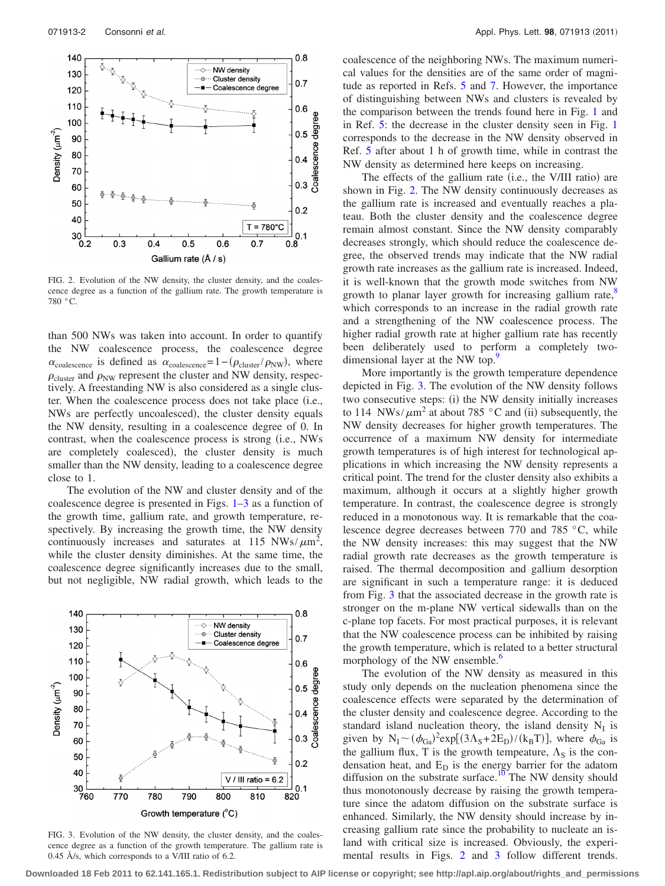FIG. 2. Evolution of the NW density, the cluster density, and the coalescence degree as a function of the gallium rate. The growth temperature is 780 °C.

than 500 NWs was taken into account. In order to quantify the NW coalescence process, the coalescence degree $\alpha_{coalescence}$ is defined as $\alpha_{coalescence}=1-(\rho_{cluster}/\rho_{NW})$, where $\rho_{cluster}$ and $\rho_{NW}$ represent the cluster and NW density, respectively. A freestanding NW is also considered as a single cluster. When the coalescence process does not take place (i.e., NWs are perfectly uncoalesced), the cluster density equals the NW density, resulting in a coalescence degree of 0. In contrast, when the coalescence process is strong (i.e., NWs are completely coalesced), the cluster density is much smaller than the NW density, leading to a coalescence degree close to 1.

The evolution of the NW and cluster density and of the coalescence degree is presented in Figs. 1–3 as a function of the growth time, gallium rate, and growth temperature, respectively. By increasing the growth time, the NW density continuously increases and saturates at 115 NWs/$\mu$m$^2$, while the cluster density diminishes. At the same time, the coalescence degree significantly increases due to the small, but not negligible, NW radial growth, which leads to the coalescence of the neighboring NWs. The maximum numerical values for the densities are of the same order of magnitude as reported in Refs. 5 and 7. However, the importance of distinguishing between NWs and clusters is revealed by the comparison between the trends found here in Fig. 1 and in Ref. 5: the decrease in the cluster density seen in Fig. 1 corresponds to the decrease in the NW density observed in Ref. 5 after about 1 h of growth time, while in contrast the NW density as determined here keeps on increasing.

The effects of the gallium rate (i.e., the V/III ratio) are shown in Fig. 2. The NW density continuously decreases as the gallium rate is increased and eventually reaches a plateau. Both the cluster density and the coalescence degree remain almost constant. Since the NW density comparably decreases strongly, which should reduce the coalescence degree, the observed trends may indicate that the NW radial growth rate increases as the gallium rate is increased. Indeed, it is well-known that the growth mode switches from NW growth to planar layer growth for increasing gallium rate,[8] which corresponds to an increase in the radial growth rate and a strengthening of the NW coalescence process. The higher radial growth rate at higher gallium rate has recently been deliberately used to perform a completely two-dimensional layer at the NW top.[9]

More importantly is the growth temperature dependence depicted in Fig. 3. The evolution of the NW density follows two consecutive steps: (i) the NW density initially increases to 114 NWs/$\mu$m$^2$ at about 785 °C and (ii) subsequently, the NW density decreases for higher growth temperatures. The occurrence of a maximum NW density for intermediate growth temperatures is of high interest for technological applications in which increasing the NW density represents a critical point. The trend for the cluster density also exhibits a maximum, although it occurs at a slightly higher growth temperature. In contrast, the coalescence degree is strongly reduced in a monotonous way. It is remarkable that the coalescence degree decreases between 770 and 785 °C, while the NW density increases: this may suggest that the NW radial growth rate decreases as the growth temperature is raised. The thermal decomposition and gallium desorption are significant in such a temperature range: it is deduced from Fig. 3 that the associated decrease in the growth rate is stronger on the m-plane NW vertical sidewalls than on the c-plane top facets. For most practical purposes, it is relevant that the NW coalescence process can be inhibited by raising the growth temperature, which is related to a better structural morphology of the NW ensemble.[6]

FIG. 3. Evolution of the NW density, the cluster density, and the coalescence degree as a function of the growth temperature. The gallium rate is 0.45 Å/s, which corresponds to a V/III ratio of 6.2.

The evolution of the NW density as measured in this study only depends on the nucleation phenomena since the coalescence effects were separated by the determination of the cluster density and coalescence degree. According to the standard island nucleation theory, the island density $N_I$ is given by $N_I \sim (\phi_{Ga})^2 \exp[(3\Lambda_S+2E_D)/(k_B T)]$, where $\phi_{Ga}$ is the gallium flux, T is the growth tempeature, $\Lambda_S$ is the condensation heat, and $E_D$ is the energy barrier for the adatom diffusion on the substrate surface.[10] The NW density should thus monotonously decrease by raising the growth temperature since the adatom diffusion on the substrate surface is enhanced. Similarly, the NW density should increase by increasing gallium rate since the probability to nucleate an island with critical size is increased. Obviously, the experimental results in Figs. 2 and 3 follow different trends.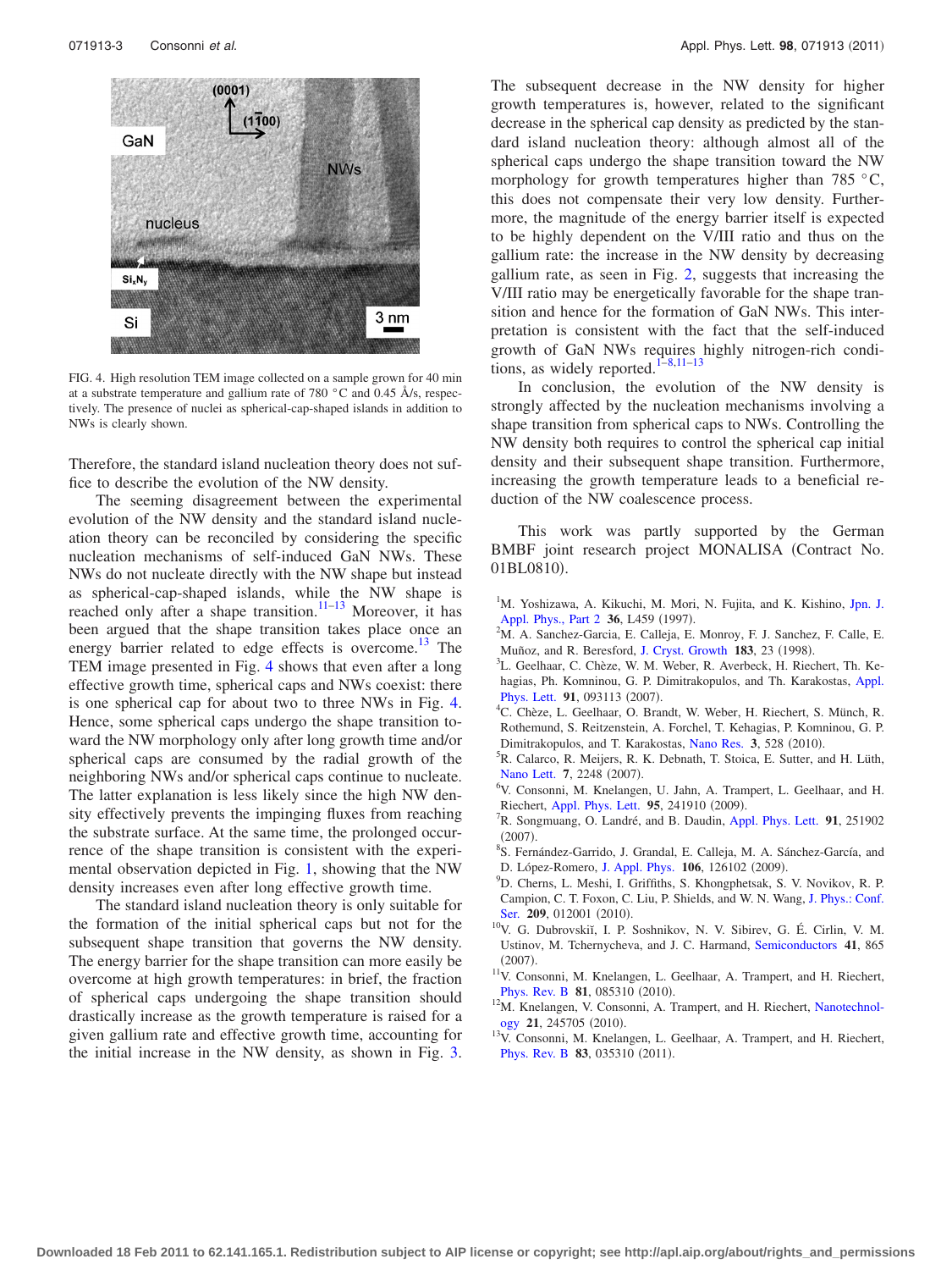GaN

(0001)

(1$\bar{1}$00)

NWs

nucleus

$Si_xN_y$

Si

3 nm

FIG. 4. High resolution TEM image collected on a sample grown for 40 min at a substrate temperature and gallium rate of 780 °C and 0.45 Å/s, respectively. The presence of nuclei as spherical-cap-shaped islands in addition to NWs is clearly shown.

Therefore, the standard island nucleation theory does not suffice to describe the evolution of the NW density.

The seeming disagreement between the experimental evolution of the NW density and the standard island nucleation theory can be reconciled by considering the specific nucleation mechanisms of self-induced GaN NWs. These NWs do not nucleate directly with the NW shape but instead as spherical-cap-shaped islands, while the NW shape is reached only after a shape transition.[11–13] Moreover, it has been argued that the shape transition takes place once an energy barrier related to edge effects is overcome.[13] The TEM image presented in Fig. 4 shows that even after a long effective growth time, spherical caps and NWs coexist: there is one spherical cap for about two to three NWs in Fig. 4. Hence, some spherical caps undergo the shape transition toward the NW morphology only after long growth time and/or spherical caps are consumed by the radial growth of the neighboring NWs and/or spherical caps continue to nucleate. The latter explanation is less likely since the high NW density effectively prevents the impinging fluxes from reaching the substrate surface. At the same time, the prolonged occurrence of the shape transition is consistent with the experimental observation depicted in Fig. 1, showing that the NW density increases even after long effective growth time.

The standard island nucleation theory is only suitable for the formation of the initial spherical caps but not for the subsequent shape transition that governs the NW density. The energy barrier for the shape transition can more easily be overcome at high growth temperatures: in brief, the fraction of spherical caps undergoing the shape transition should drastically increase as the growth temperature is raised for a given gallium rate and effective growth time, accounting for the initial increase in the NW density, as shown in Fig. 3. The subsequent decrease in the NW density for higher growth temperatures is, however, related to the significant decrease in the spherical cap density as predicted by the standard island nucleation theory: although almost all of the spherical caps undergo the shape transition toward the NW morphology for growth temperatures higher than 785 °C, this does not compensate their very low density. Furthermore, the magnitude of the energy barrier itself is expected to be highly dependent on the V/III ratio and thus on the gallium rate: the increase in the NW density by decreasing gallium rate, as seen in Fig. 2, suggests that increasing the V/III ratio may be energetically favorable for the shape transition and hence for the formation of GaN NWs. This interpretation is consistent with the fact that the self-induced growth of GaN NWs requires highly nitrogen-rich conditions, as widely reported.[1–8,11–13]

In conclusion, the evolution of the NW density is strongly affected by the nucleation mechanisms involving a shape transition from spherical caps to NWs. Controlling the NW density both requires to control the spherical cap initial density and their subsequent shape transition. Furthermore, increasing the growth temperature leads to a beneficial reduction of the NW coalescence process.

This work was partly supported by the German BMBF joint research project MONALISA (Contract No. 01BL0810).

[1]M. Yoshizawa, A. Kikuchi, M. Mori, N. Fujita, and K. Kishino, Jpn. J. Appl. Phys., Part 2 **36**, L459 (1997).

[2]M. A. Sanchez-Garcia, E. Calleja, E. Monroy, F. J. Sanchez, F. Calle, E. Muñoz, and R. Beresford, J. Cryst. Growth **183**, 23 (1998).

[3]L. Geelhaar, C. Chèze, W. M. Weber, R. Averbeck, H. Riechert, Th. Kehagias, Ph. Komninou, G. P. Dimitrakopulos, and T. Karakostas, Appl. Phys. Lett. **91**, 093113 (2007).

[4]C. Chèze, L. Geelhaar, O. Brandt, W. Weber, H. Riechert, S. Münch, R. Rothemund, S. Reitzenstein, A. Forchel, T. Kehagias, P. Komninou, G. P. Dimitrakopulos, and T. Karakostas, Nano Res. **3**, 528 (2010).

[5]R. Calarco, R. Meijers, R. K. Debnath, T. Stoica, E. Sutter, and H. Lüth, Nano Lett. **7**, 2248 (2007).

[6]V. Consonni, M. Knelangen, U. Jahn, A. Trampert, L. Geelhaar, and H. Riechert, Appl. Phys. Lett. **95**, 241910 (2009).

[7]R. Songmuang, O. Landré, and B. Daudin, Appl. Phys. Lett. **91**, 251902 (2007).

[8]S. Fernández-Garrido, J. Grandal, E. Calleja, M. A. Sánchez-García, and D. López-Romero, J. Appl. Phys. **106**, 126102 (2009).

[9]D. Cherns, L. Meshi, I. Griffiths, S. Khongphetsak, S. V. Novikov, R. P. Campion, C. T. Foxon, C. Liu, P. Shields, and W. N. Wang, J. Phys.: Conf. Ser. **209**, 012001 (2010).

[10]V. G. Dubrovskiĭ, I. P. Soshnikov, N. V. Sibirev, G. É. Cirlin, V. M. Ustinov, M. Tchernycheva, and J. C. Harmand, Semiconductors **41**, 865 (2007).

[11]V. Consonni, M. Knelangen, L. Geelhaar, A. Trampert, and H. Riechert, Phys. Rev. B **81**, 085310 (2010).

[12]M. Knelangen, V. Consonni, A. Trampert, and H. Riechert, Nanotechnology **21**, 245705 (2010).

[13]V. Consonni, M. Knelangen, L. Geelhaar, A. Trampert, and H. Riechert, Phys. Rev. B **83**, 035310 (2011).